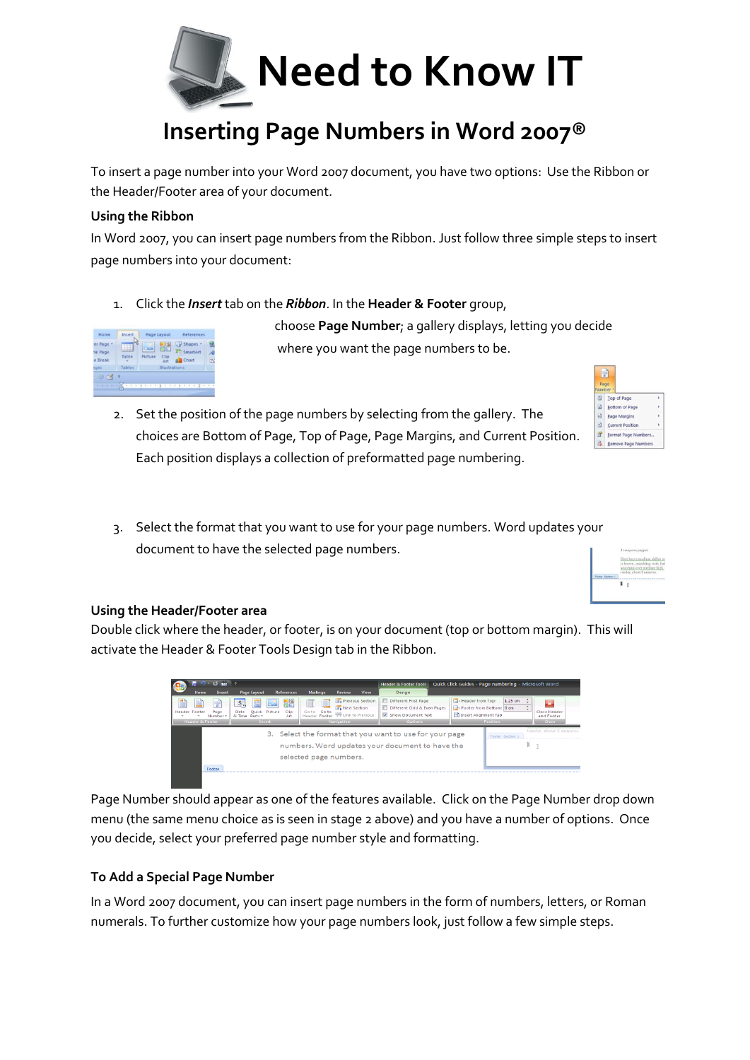# Need to Know IT

## Inserting Page Numbers in Word 2007®

To insert a page number into your Word 2007 document, you have two options: Use the Ribbon or the Header/Footer area of your document.

### Using the Ribbon

In Word 2007, you can insert page numbers from the Ribbon. Just follow three simple steps to insert page numbers into your document:

1. Click the ***Insert*** tab on the ***Ribbon***. In the **Header & Footer** group, choose **Page Number**; a gallery displays, letting you decide where you want the page numbers to be.
2. Set the position of the page numbers by selecting from the gallery. The choices are Bottom of Page, Top of Page, Page Margins, and Current Position. Each position displays a collection of preformatted page numbering.
3. Select the format that you want to use for your page numbers. Word updates your document to have the selected page numbers.

### Using the Header/Footer area

Double click where the header, or footer, is on your document (top or bottom margin). This will activate the Header & Footer Tools Design tab in the Ribbon.

Page Number should appear as one of the features available. Click on the Page Number drop down menu (the same menu choice as is seen in stage 2 above) and you have a number of options. Once you decide, select your preferred page number style and formatting.

### To Add a Special Page Number

In a Word 2007 document, you can insert page numbers in the form of numbers, letters, or Roman numerals. To further customize how your page numbers look, just follow a few simple steps.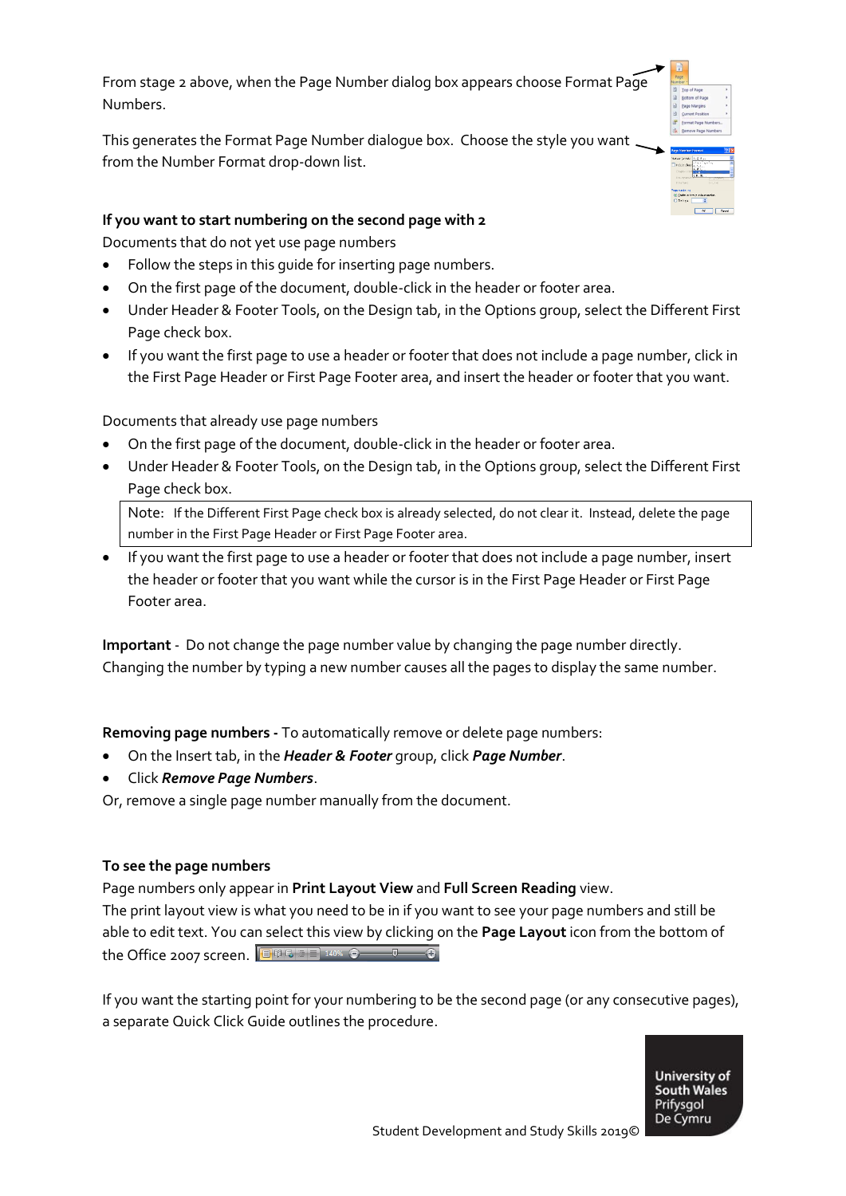From stage 2 above, when the Page Number dialog box appears choose Format Page Numbers.

This generates the Format Page Number dialogue box. Choose the style you want from the Number Format drop-down list.

**If you want to start numbering on the second page with 2**

Documents that do not yet use page numbers

- Follow the steps in this guide for inserting page numbers.
- On the first page of the document, double-click in the header or footer area.
- Under Header & Footer Tools, on the Design tab, in the Options group, select the Different First Page check box.
- If you want the first page to use a header or footer that does not include a page number, click in the First Page Header or First Page Footer area, and insert the header or footer that you want.

Documents that already use page numbers

- On the first page of the document, double-click in the header or footer area.
- Under Header & Footer Tools, on the Design tab, in the Options group, select the Different First Page check box.

> Note: If the Different First Page check box is already selected, do not clear it. Instead, delete the page number in the First Page Header or First Page Footer area.

- If you want the first page to use a header or footer that does not include a page number, insert the header or footer that you want while the cursor is in the First Page Header or First Page Footer area.

**Important** - Do not change the page number value by changing the page number directly. Changing the number by typing a new number causes all the pages to display the same number.

**Removing page numbers -** To automatically remove or delete page numbers:

- On the Insert tab, in the ***Header & Footer*** group, click ***Page Number***.
- Click ***Remove Page Numbers***.

Or, remove a single page number manually from the document.

**To see the page numbers**

Page numbers only appear in **Print Layout View** and **Full Screen Reading** view.
The print layout view is what you need to be in if you want to see your page numbers and still be able to edit text. You can select this view by clicking on the **Page Layout** icon from the bottom of the Office 2007 screen.

If you want the starting point for your numbering to be the second page (or any consecutive pages), a separate Quick Click Guide outlines the procedure.

Student Development and Study Skills 2019©